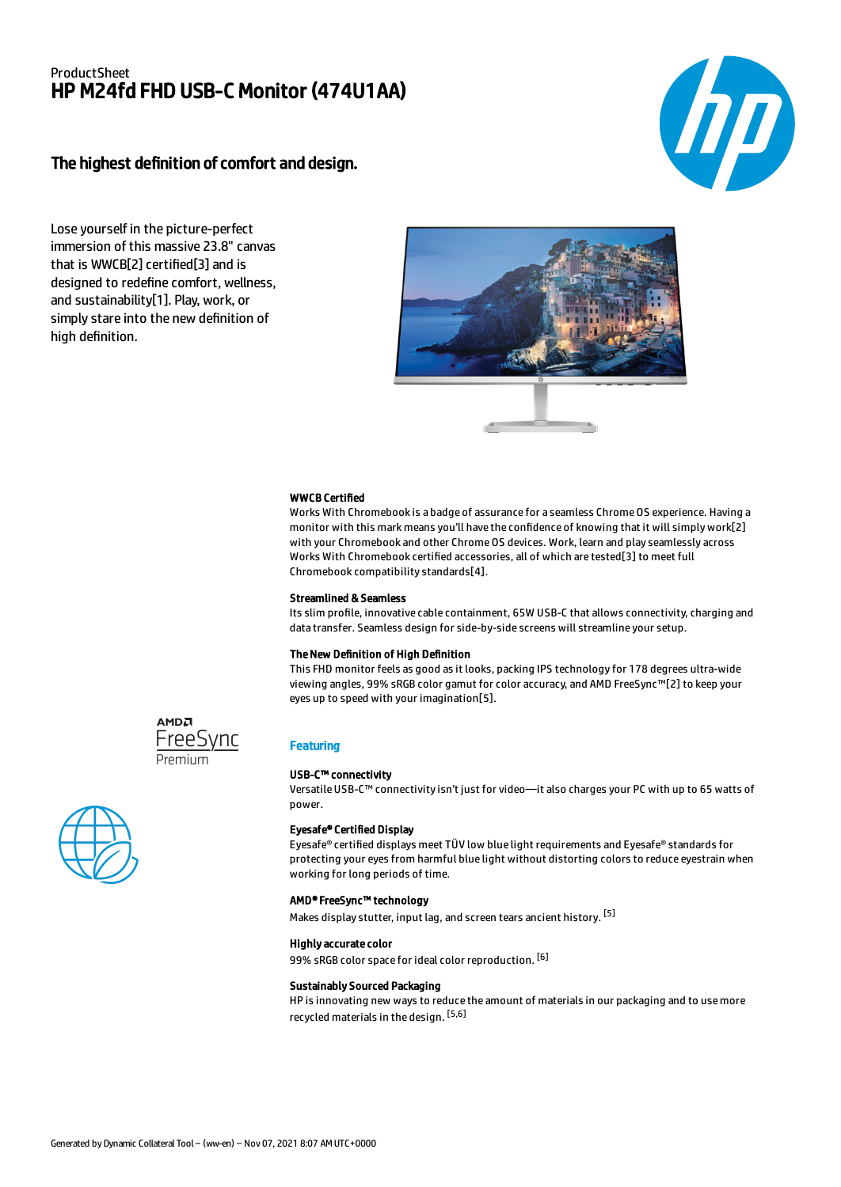ProductSheet

# HP M24fd FHD USB-C Monitor (474U1AA)

## The highest definition of comfort and design.

Lose yourself in the picture-perfect immersion of this massive 23.8" canvas that is WWCB[2] certified[3] and is designed to redefine comfort, wellness, and sustainability[1]. Play, work, or simply stare into the new definition of high definition.

### WWCB Certified

Works With Chromebook is a badge of assurance for a seamless Chrome OS experience. Having a monitor with this mark means you'll have the confidence of knowing that it will simply work[2] with your Chromebook and other Chrome OS devices. Work, learn and play seamlessly across Works With Chromebook certified accessories, all of which are tested[3] to meet full Chromebook compatibility standards[4].

### Streamlined & Seamless

Its slim profile, innovative cable containment, 65W USB-C that allows connectivity, charging and data transfer. Seamless design for side-by-side screens will streamline your setup.

### The New Definition of High Definition

This FHD monitor feels as good as it looks, packing IPS technology for 178 degrees ultra-wide viewing angles, 99% sRGB color gamut for color accuracy, and AMD FreeSync™[2] to keep your eyes up to speed with your imagination[5].

AMD FreeSync Premium

## Featuring

### USB-C™ connectivity

Versatile USB-C™ connectivity isn't just for video—it also charges your PC with up to 65 watts of power.

### Eyesafe® Certified Display

Eyesafe® certified displays meet TÜV low blue light requirements and Eyesafe® standards for protecting your eyes from harmful blue light without distorting colors to reduce eyestrain when working for long periods of time.

### AMD® FreeSync™ technology

Makes display stutter, input lag, and screen tears ancient history. [5]

### Highly accurate color

99% sRGB color space for ideal color reproduction. [6]

### Sustainably Sourced Packaging

HP is innovating new ways to reduce the amount of materials in our packaging and to use more recycled materials in the design. [5,6]

Generated by Dynamic Collateral Tool – (ww-en) – Nov 07, 2021 8:07 AM UTC+0000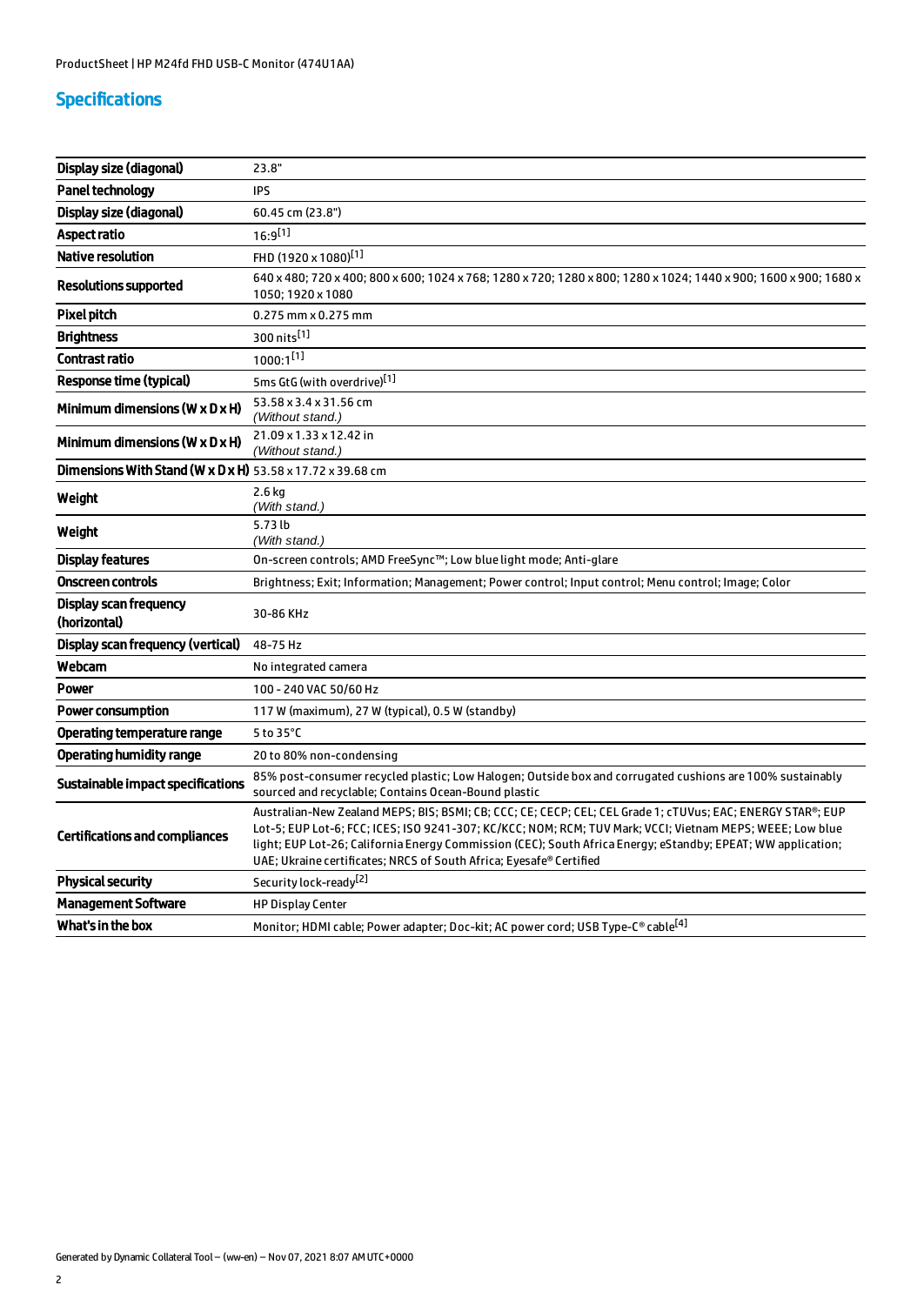## Specifications

| | |
|---|---|
| Display size (diagonal) | 23.8" |
| Panel technology | IPS |
| Display size (diagonal) | 60.45 cm (23.8") |
| Aspect ratio | 16:9[1] |
| Native resolution | FHD (1920 x 1080)[1] |
| Resolutions supported | 640 x 480; 720 x 400; 800 x 600; 1024 x 768; 1280 x 720; 1280 x 800; 1280 x 1024; 1440 x 900; 1600 x 900; 1680 x 1050; 1920 x 1080 |
| Pixel pitch | 0.275 mm x 0.275 mm |
| Brightness | 300 nits[1] |
| Contrast ratio | 1000:1[1] |
| Response time (typical) | 5ms GtG (with overdrive)[1] |
| Minimum dimensions (W x D x H) | 53.58 x 3.4 x 31.56 cm *(Without stand.)* |
| Minimum dimensions (W x D x H) | 21.09 x 1.33 x 12.42 in *(Without stand.)* |
| Dimensions With Stand (W x D x H) | 53.58 x 17.72 x 39.68 cm |
| Weight | 2.6 kg *(With stand.)* |
| Weight | 5.73 lb *(With stand.)* |
| Display features | On-screen controls; AMD FreeSync™; Low blue light mode; Anti-glare |
| Onscreen controls | Brightness; Exit; Information; Management; Power control; Input control; Menu control; Image; Color |
| Display scan frequency (horizontal) | 30-86 KHz |
| Display scan frequency (vertical) | 48-75 Hz |
| Webcam | No integrated camera |
| Power | 100 - 240 VAC 50/60 Hz |
| Power consumption | 117 W (maximum), 27 W (typical), 0.5 W (standby) |
| Operating temperature range | 5 to 35°C |
| Operating humidity range | 20 to 80% non-condensing |
| Sustainable impact specifications | 85% post-consumer recycled plastic; Low Halogen; Outside box and corrugated cushions are 100% sustainably sourced and recyclable; Contains Ocean-Bound plastic |
| Certifications and compliances | Australian-New Zealand MEPS; BIS; BSMI; CB; CCC; CE; CECP; CEL; CEL Grade 1; cTUVus; EAC; ENERGY STAR®; EUP Lot-5; EUP Lot-6; FCC; ICES; ISO 9241-307; KC/KCC; NOM; RCM; TUV Mark; VCCI; Vietnam MEPS; WEEE; Low blue light; EUP Lot-26; California Energy Commission (CEC); South Africa Energy; eStandby; EPEAT; WW application; UAE; Ukraine certificates; NRCS of South Africa; Eyesafe® Certified |
| Physical security | Security lock-ready[2] |
| Management Software | HP Display Center |
| What's in the box | Monitor; HDMI cable; Power adapter; Doc-kit; AC power cord; USB Type-C® cable[4] |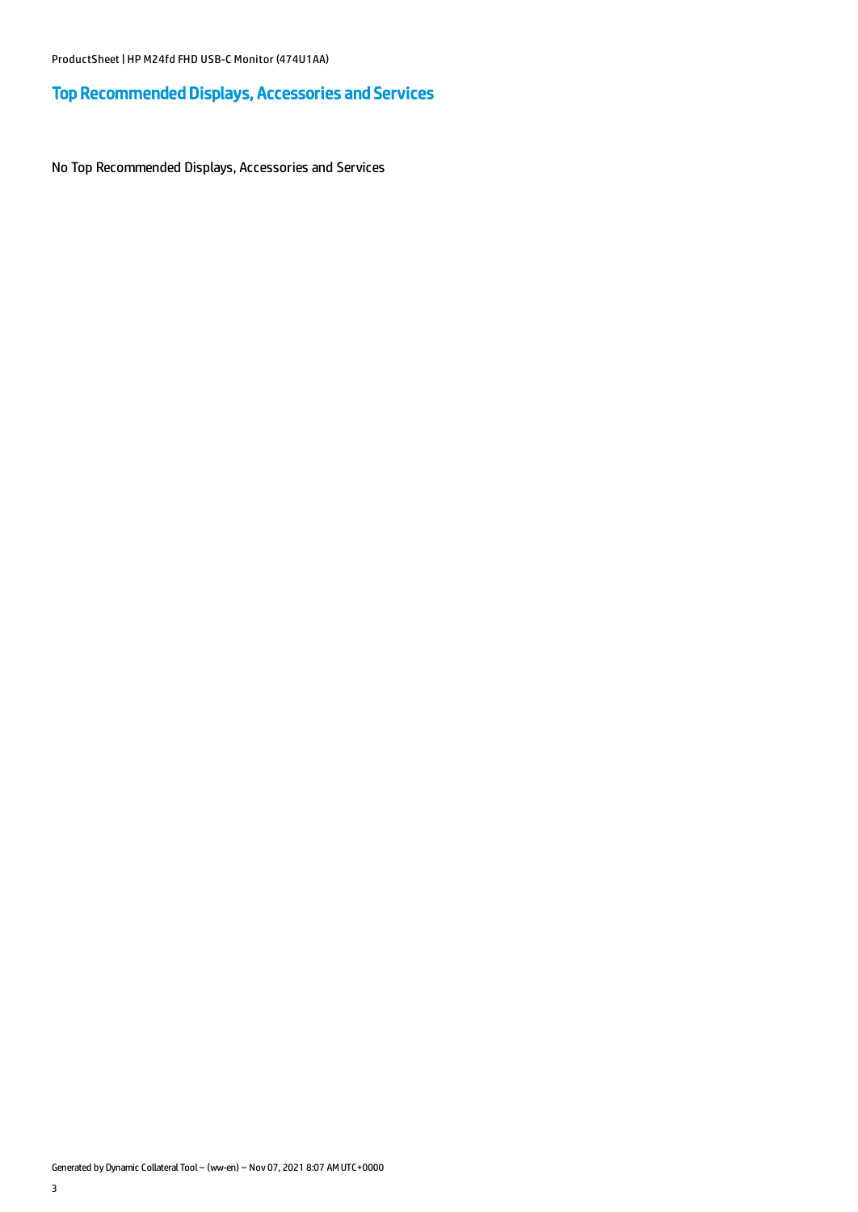## Top Recommended Displays, Accessories and Services

No Top Recommended Displays, Accessories and Services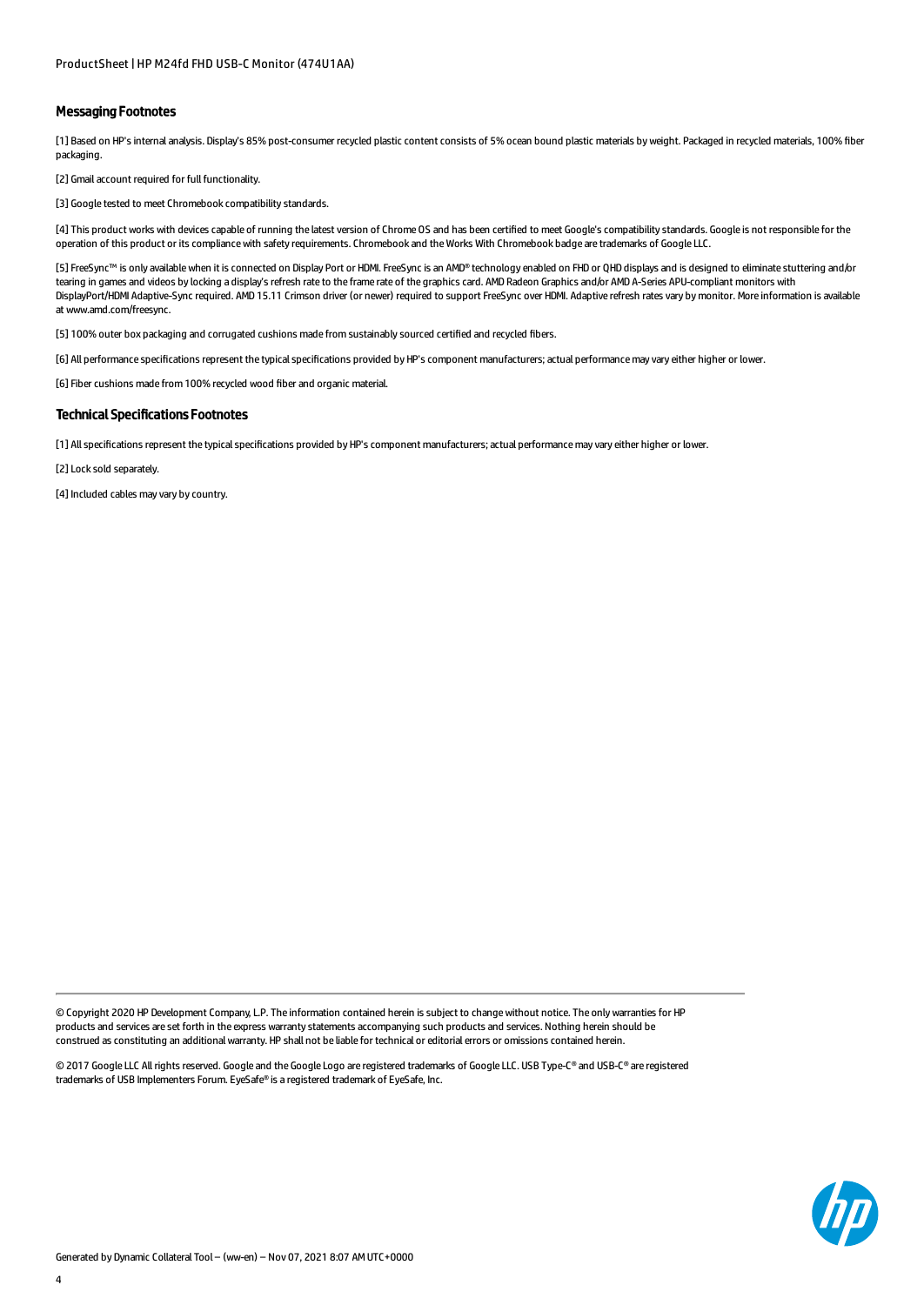## Messaging Footnotes

[1] Based on HP's internal analysis. Display's 85% post-consumer recycled plastic content consists of 5% ocean bound plastic materials by weight. Packaged in recycled materials, 100% fiber packaging.

[2] Gmail account required for full functionality.

[3] Google tested to meet Chromebook compatibility standards.

[4] This product works with devices capable of running the latest version of Chrome OS and has been certified to meet Google's compatibility standards. Google is not responsible for the operation of this product or its compliance with safety requirements. Chromebook and the Works With Chromebook badge are trademarks of Google LLC.

[5] FreeSync™ is only available when it is connected on Display Port or HDMI. FreeSync is an AMD® technology enabled on FHD or QHD displays and is designed to eliminate stuttering and/or tearing in games and videos by locking a display's refresh rate to the frame rate of the graphics card. AMD Radeon Graphics and/or AMD A-Series APU-compliant monitors with DisplayPort/HDMI Adaptive-Sync required. AMD 15.11 Crimson driver (or newer) required to support FreeSync over HDMI. Adaptive refresh rates vary by monitor. More information is available at www.amd.com/freesync.

[5] 100% outer box packaging and corrugated cushions made from sustainably sourced certified and recycled fibers.

[6] All performance specifications represent the typical specifications provided by HP's component manufacturers; actual performance may vary either higher or lower.

[6] Fiber cushions made from 100% recycled wood fiber and organic material.

## Technical Specifications Footnotes

[1] All specifications represent the typical specifications provided by HP's component manufacturers; actual performance may vary either higher or lower.

[2] Lock sold separately.

[4] Included cables may vary by country.

---

© Copyright 2020 HP Development Company, L.P. The information contained herein is subject to change without notice. The only warranties for HP products and services are set forth in the express warranty statements accompanying such products and services. Nothing herein should be construed as constituting an additional warranty. HP shall not be liable for technical or editorial errors or omissions contained herein.

© 2017 Google LLC All rights reserved. Google and the Google Logo are registered trademarks of Google LLC. USB Type-C® and USB-C® are registered trademarks of USB Implementers Forum. EyeSafe® is a registered trademark of EyeSafe, Inc.

Generated by Dynamic Collateral Tool – (ww-en) – Nov 07, 2021 8:07 AM UTC+0000